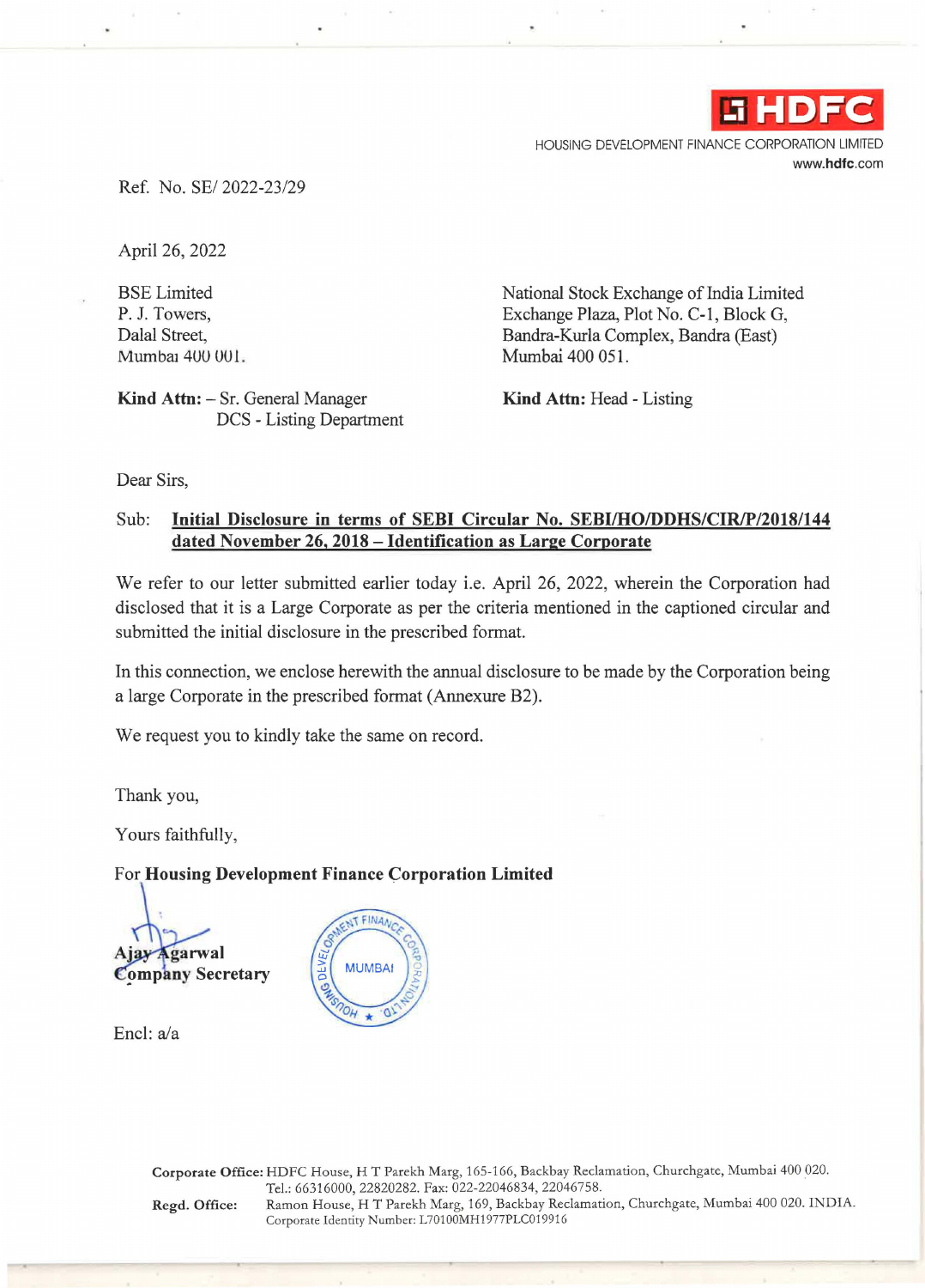HDFC

HOUSING DEVELOPMENT FINANCE CORPORATION LIMITED
www.hdfc.com

Ref. No. SE/ 2022-23/29

April 26, 2022

BSE Limited
P. J. Towers,
Dalal Street,
Mumbai 400 001.

**Kind Attn:** – Sr. General Manager
DCS - Listing Department

National Stock Exchange of India Limited
Exchange Plaza, Plot No. C-1, Block G,
Bandra-Kurla Complex, Bandra (East)
Mumbai 400 051.

**Kind Attn:** Head - Listing

Dear Sirs,

Sub: **Initial Disclosure in terms of SEBI Circular No. SEBI/HO/DDHS/CIR/P/2018/144 dated November 26, 2018 – Identification as Large Corporate**

We refer to our letter submitted earlier today i.e. April 26, 2022, wherein the Corporation had disclosed that it is a Large Corporate as per the criteria mentioned in the captioned circular and submitted the initial disclosure in the prescribed format.

In this connection, we enclose herewith the annual disclosure to be made by the Corporation being a large Corporate in the prescribed format (Annexure B2).

We request you to kindly take the same on record.

Thank you,

Yours faithfully,

For **Housing Development Finance Corporation Limited**

**Ajay Agarwal**
**Company Secretary**

Encl: a/a

**Corporate Office:** HDFC House, H T Parekh Marg, 165-166, Backbay Reclamation, Churchgate, Mumbai 400 020. Tel.: 66316000, 22820282. Fax: 022-22046834, 22046758.
**Regd. Office:** Ramon House, H T Parekh Marg, 169, Backbay Reclamation, Churchgate, Mumbai 400 020. INDIA. Corporate Identity Number: L70100MH1977PLC019916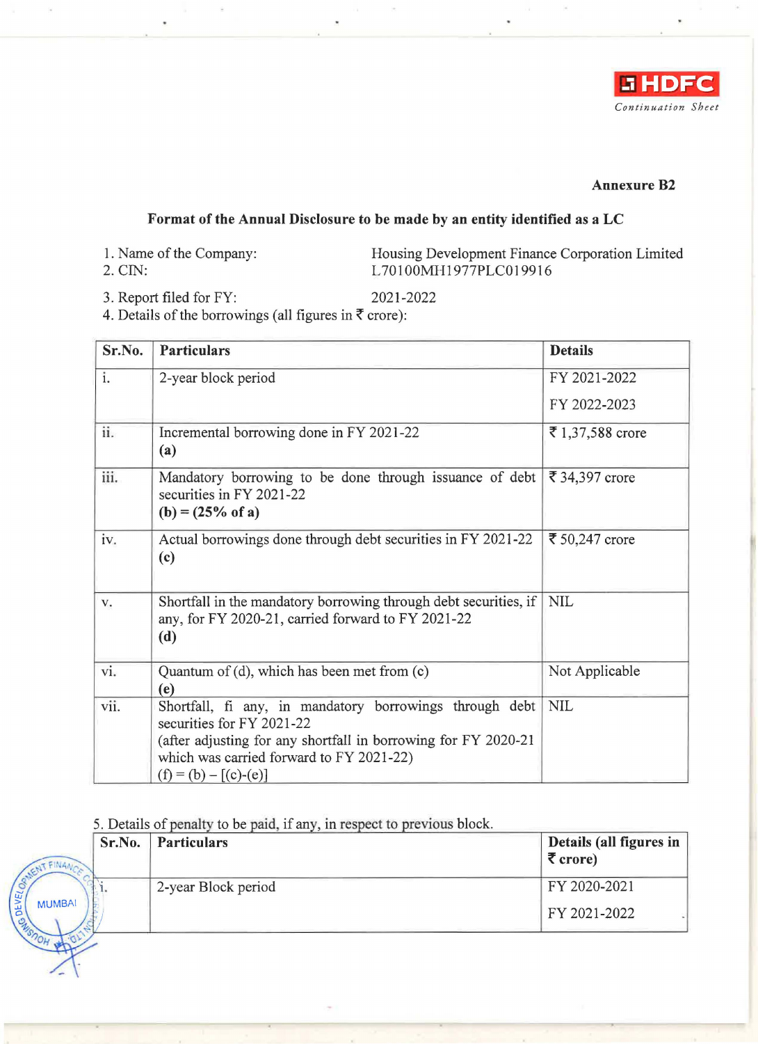**Annexure B2**

**Format of the Annual Disclosure to be made by an entity identified as a LC**

1. Name of the Company: Housing Development Finance Corporation Limited
2. CIN: L70100MH1977PLC019916
3. Report filed for FY: 2021-2022
4. Details of the borrowings (all figures in ₹ crore):

| Sr.No. | Particulars | Details |
|---|---|---|
| i. | 2-year block period | FY 2021-2022<br>FY 2022-2023 |
| ii. | Incremental borrowing done in FY 2021-22<br>**(a)** | ₹ 1,37,588 crore |
| iii. | Mandatory borrowing to be done through issuance of debt securities in FY 2021-22<br>**(b) = (25% of a)** | ₹ 34,397 crore |
| iv. | Actual borrowings done through debt securities in FY 2021-22<br>**(c)** | ₹ 50,247 crore |
| v. | Shortfall in the mandatory borrowing through debt securities, if any, for FY 2020-21, carried forward to FY 2021-22<br>**(d)** | NIL |
| vi. | Quantum of (d), which has been met from (c)<br>**(e)** | Not Applicable |
| vii. | Shortfall, fi any, in mandatory borrowings through debt securities for FY 2021-22<br>(after adjusting for any shortfall in borrowing for FY 2020-21 which was carried forward to FY 2021-22)<br>(f) = (b) – [(c)-(e)] | NIL |

5. Details of penalty to be paid, if any, in respect to previous block.

| Sr.No. | Particulars | Details (all figures in ₹ crore) |
|---|---|---|
| i. | 2-year Block period | FY 2020-2021<br>FY 2021-2022 |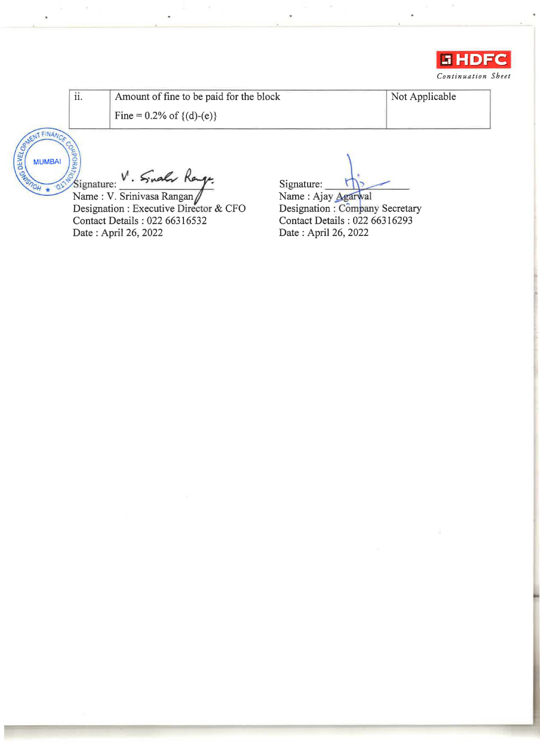Continuation Sheet

| | | |
|---|---|---|
| ii. | Amount of fine to be paid for the block<br>Fine = 0.2% of {(d)-(e)} | Not Applicable |

Signature:
Name : V. Srinivasa Rangan
Designation : Executive Director & CFO
Contact Details : 022 66316532
Date : April 26, 2022

Signature:
Name : Ajay Agarwal
Designation : Company Secretary
Contact Details : 022 66316293
Date : April 26, 2022